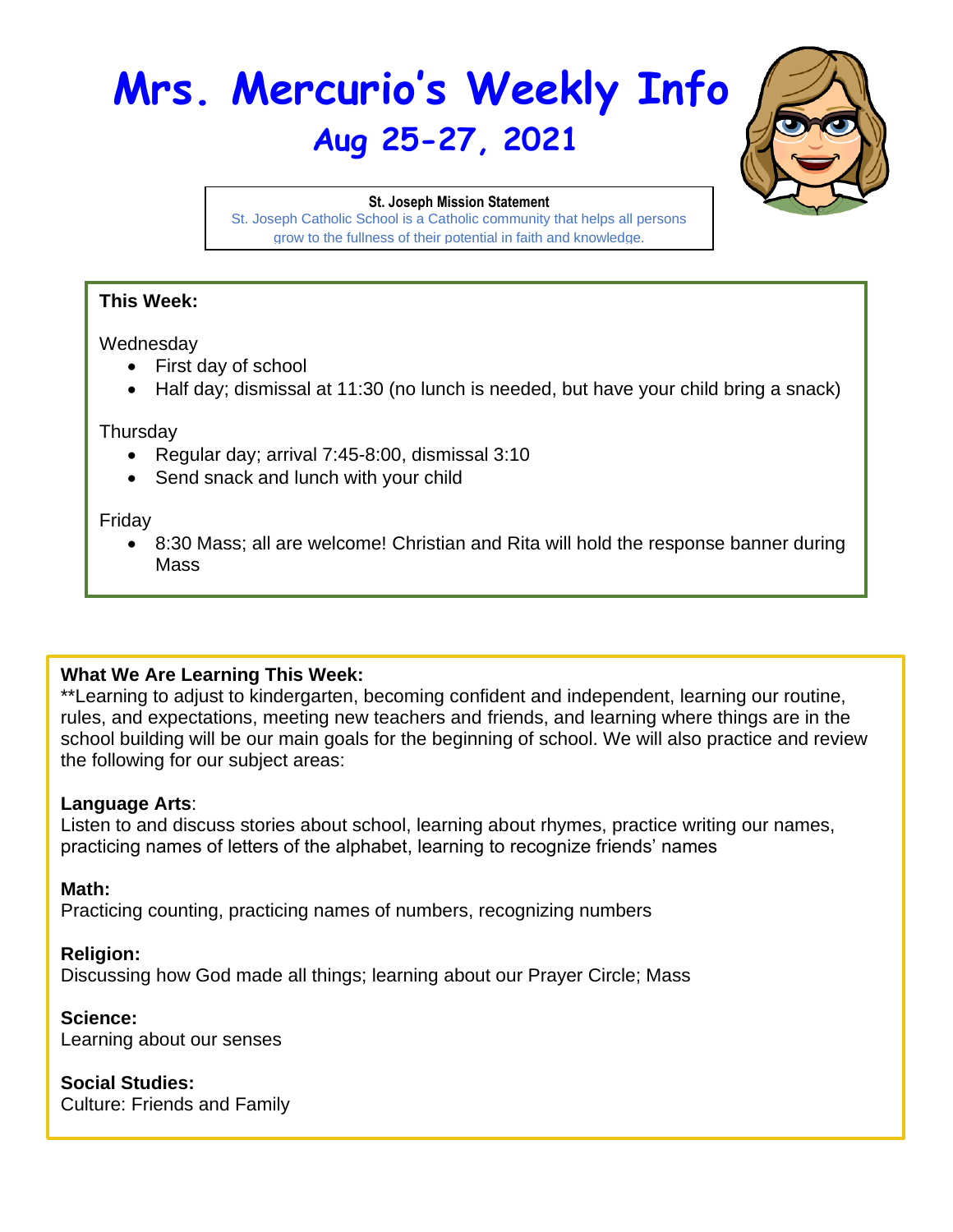# Mrs. Mercurio's Weekly Info

## Aug 25-27, 2021

**St. Joseph Mission Statement**

St. Joseph Catholic School is a Catholic community that helps all persons grow to the fullness of their potential in faith and knowledge.

**This Week:**

Wednesday

- First day of school
- Half day; dismissal at 11:30 (no lunch is needed, but have your child bring a snack)

Thursday

- Regular day; arrival 7:45-8:00, dismissal 3:10
- Send snack and lunch with your child

Friday

- 8:30 Mass; all are welcome! Christian and Rita will hold the response banner during Mass

**What We Are Learning This Week:**

**Learning to adjust to kindergarten, becoming confident and independent, learning our routine, rules, and expectations, meeting new teachers and friends, and learning where things are in the school building will be our main goals for the beginning of school. We will also practice and review the following for our subject areas:

**Language Arts**:

Listen to and discuss stories about school, learning about rhymes, practice writing our names, practicing names of letters of the alphabet, learning to recognize friends' names

**Math:**

Practicing counting, practicing names of numbers, recognizing numbers

**Religion:**

Discussing how God made all things; learning about our Prayer Circle; Mass

**Science:**

Learning about our senses

**Social Studies:**

Culture: Friends and Family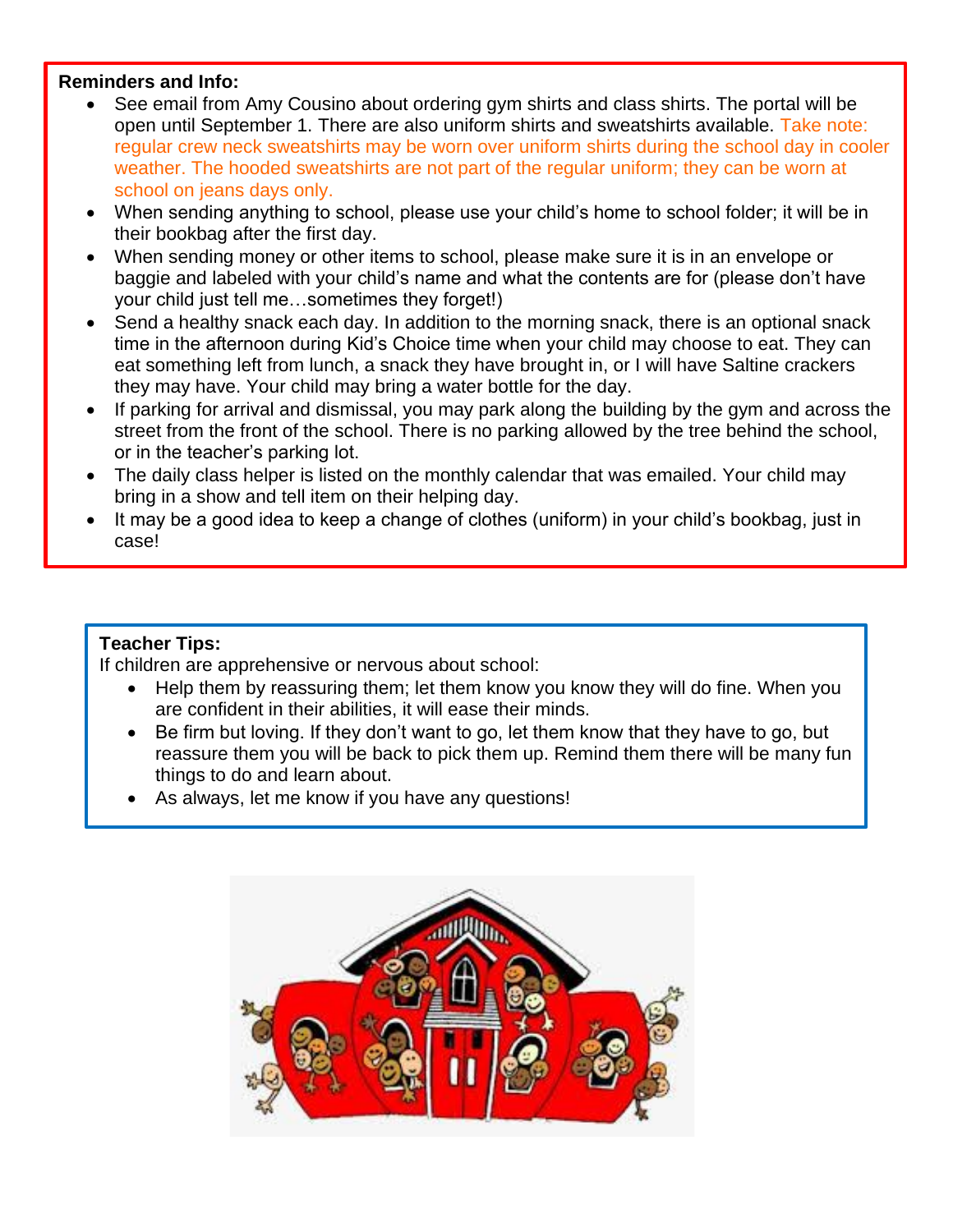**Reminders and Info:**

- See email from Amy Cousino about ordering gym shirts and class shirts. The portal will be open until September 1. There are also uniform shirts and sweatshirts available. Take note: regular crew neck sweatshirts may be worn over uniform shirts during the school day in cooler weather. The hooded sweatshirts are not part of the regular uniform; they can be worn at school on jeans days only.
- When sending anything to school, please use your child's home to school folder; it will be in their bookbag after the first day.
- When sending money or other items to school, please make sure it is in an envelope or baggie and labeled with your child's name and what the contents are for (please don't have your child just tell me…sometimes they forget!)
- Send a healthy snack each day. In addition to the morning snack, there is an optional snack time in the afternoon during Kid's Choice time when your child may choose to eat. They can eat something left from lunch, a snack they have brought in, or I will have Saltine crackers they may have. Your child may bring a water bottle for the day.
- If parking for arrival and dismissal, you may park along the building by the gym and across the street from the front of the school. There is no parking allowed by the tree behind the school, or in the teacher's parking lot.
- The daily class helper is listed on the monthly calendar that was emailed. Your child may bring in a show and tell item on their helping day.
- It may be a good idea to keep a change of clothes (uniform) in your child's bookbag, just in case!

**Teacher Tips:**

If children are apprehensive or nervous about school:

- Help them by reassuring them; let them know you know they will do fine. When you are confident in their abilities, it will ease their minds.
- Be firm but loving. If they don't want to go, let them know that they have to go, but reassure them you will be back to pick them up. Remind them there will be many fun things to do and learn about.
- As always, let me know if you have any questions!